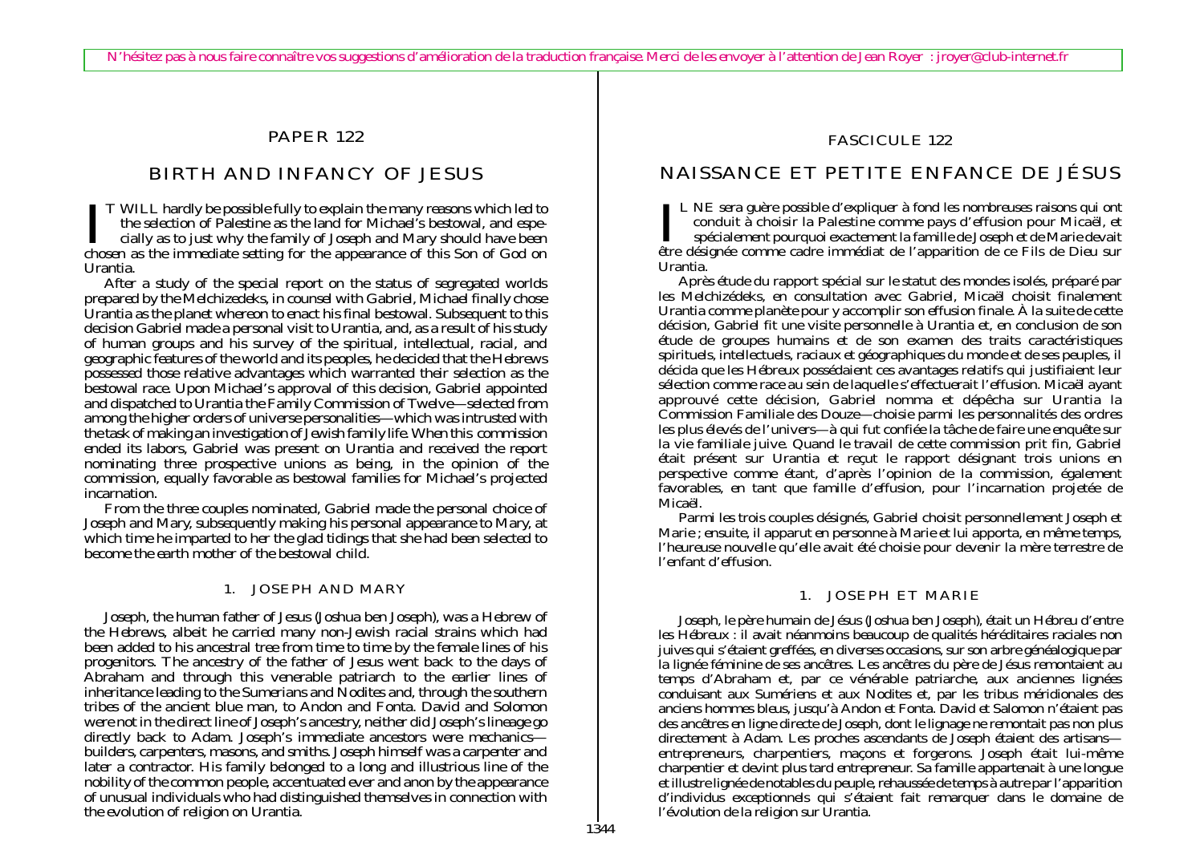N'hésitez pas à nous faire connaître vos suggestions d'amélioration de la traduction française. Merci de les envoyer à l'attention de Jean Royer : jroyer@club-internet.fr

## PAPER 122

# BIRTH AND INFANCY OF JESUS

IT WILL hardly be possible fully to explain the many reasons which led to the selection of Palestine as the land for Michael's bestowal, and especially as to just why the family of Joseph and Mary should have been chosen as the immediate setting for the appearance of this Son of God on Urantia.

After a study of the special report on the status of segregated worlds prepared by the Melchizedeks, in counsel with Gabriel, Michael finally chose Urantia as the planet whereon to enact his final bestowal. Subsequent to this decision Gabriel made a personal visit to Urantia, and, as a result of his study of human groups and his survey of the spiritual, intellectual, racial, and geographic features of the world and its peoples, he decided that the Hebrews possessed those relative advantages which warranted their selection as the bestowal race. Upon Michael's approval of this decision, Gabriel appointed and dispatched to Urantia the Family Commission of Twelve—selected from among the higher orders of universe personalities—which was intrusted with the task of making an investigation of Jewish family life. When this commission ended its labors, Gabriel was present on Urantia and received the report nominating three prospective unions as being, in the opinion of the commission, equally favorable as bestowal families for Michael's projected incarnation.

From the three couples nominated, Gabriel made the personal choice of Joseph and Mary, subsequently making his personal appearance to Mary, at which time he imparted to her the glad tidings that she had been selected to become the earth mother of the bestowal child.

### 1. JOSEPH AND MARY

Joseph, the human father of Jesus (Joshua ben Joseph), was a Hebrew of the Hebrews, albeit he carried many non-Jewish racial strains which had been added to his ancestral tree from time to time by the female lines of his progenitors. The ancestry of the father of Jesus went back to the days of Abraham and through this venerable patriarch to the earlier lines of inheritance leading to the Sumerians and Nodites and, through the southern tribes of the ancient blue man, to Andon and Fonta. David and Solomon were not in the direct line of Joseph's ancestry, neither did Joseph's lineage go directly back to Adam. Joseph's immediate ancestors were mechanics—builders, carpenters, masons, and smiths. Joseph himself was a carpenter and later a contractor. His family belonged to a long and illustrious line of the nobility of the common people, accentuated ever and anon by the appearance of unusual individuals who had distinguished themselves in connection with the evolution of religion on Urantia.

## FASCICULE 122

# NAISSANCE ET PETITE ENFANCE DE JÉSUS

IL NE sera guère possible d'expliquer à fond les nombreuses raisons qui ont conduit à choisir la Palestine comme pays d'effusion pour Micaël, et spécialement pourquoi exactement la famille de Joseph et de Marie devait être désignée comme cadre immédiat de l'apparition de ce Fils de Dieu sur Urantia.

Après étude du rapport spécial sur le statut des mondes isolés, préparé par les Melchizédeks, en consultation avec Gabriel, Micaël choisit finalement Urantia comme planète pour y accomplir son effusion finale. À la suite de cette décision, Gabriel fit une visite personnelle à Urantia et, en conclusion de son étude de groupes humains et de son examen des traits caractéristiques spirituels, intellectuels, raciaux et géographiques du monde et de ses peuples, il décida que les Hébreux possédaient ces avantages relatifs qui justifiaient leur sélection comme race au sein de laquelle s'effectuerait l'effusion. Micaël ayant approuvé cette décision, Gabriel nomma et dépêcha sur Urantia la Commission Familiale des Douze—choisie parmi les personnalités des ordres les plus élevés de l'univers—à qui fut confiée la tâche de faire une enquête sur la vie familiale juive. Quand le travail de cette commission prit fin, Gabriel était présent sur Urantia et reçut le rapport désignant trois unions en perspective comme étant, d'après l'opinion de la commission, également favorables, en tant que famille d'effusion, pour l'incarnation projetée de Micaël.

Parmi les trois couples désignés, Gabriel choisit personnellement Joseph et Marie ; ensuite, il apparut en personne à Marie et lui apporta, en même temps, l'heureuse nouvelle qu'elle avait été choisie pour devenir la mère terrestre de l'enfant d'effusion.

### 1. JOSEPH ET MARIE

Joseph, le père humain de Jésus (Joshua ben Joseph), était un Hébreu d'entre les Hébreux : il avait néanmoins beaucoup de qualités héréditaires raciales non juives qui s'étaient greffées, en diverses occasions, sur son arbre généalogique par la lignée féminine de ses ancêtres. Les ancêtres du père de Jésus remontaient au temps d'Abraham et, par ce vénérable patriarche, aux anciennes lignées conduisant aux Sumériens et aux Nodites et, par les tribus méridionales des anciens hommes bleus, jusqu'à Andon et Fonta. David et Salomon n'étaient pas des ancêtres en ligne directe de Joseph, dont le lignage ne remontait pas non plus directement à Adam. Les proches ascendants de Joseph étaient des artisans—entrepreneurs, charpentiers, maçons et forgerons. Joseph était lui-même charpentier et devint plus tard entrepreneur. Sa famille appartenait à une longue et illustre lignée de notables du peuple, rehaussée de temps à autre par l'apparition d'individus exceptionnels qui s'étaient fait remarquer dans le domaine de l'évolution de la religion sur Urantia.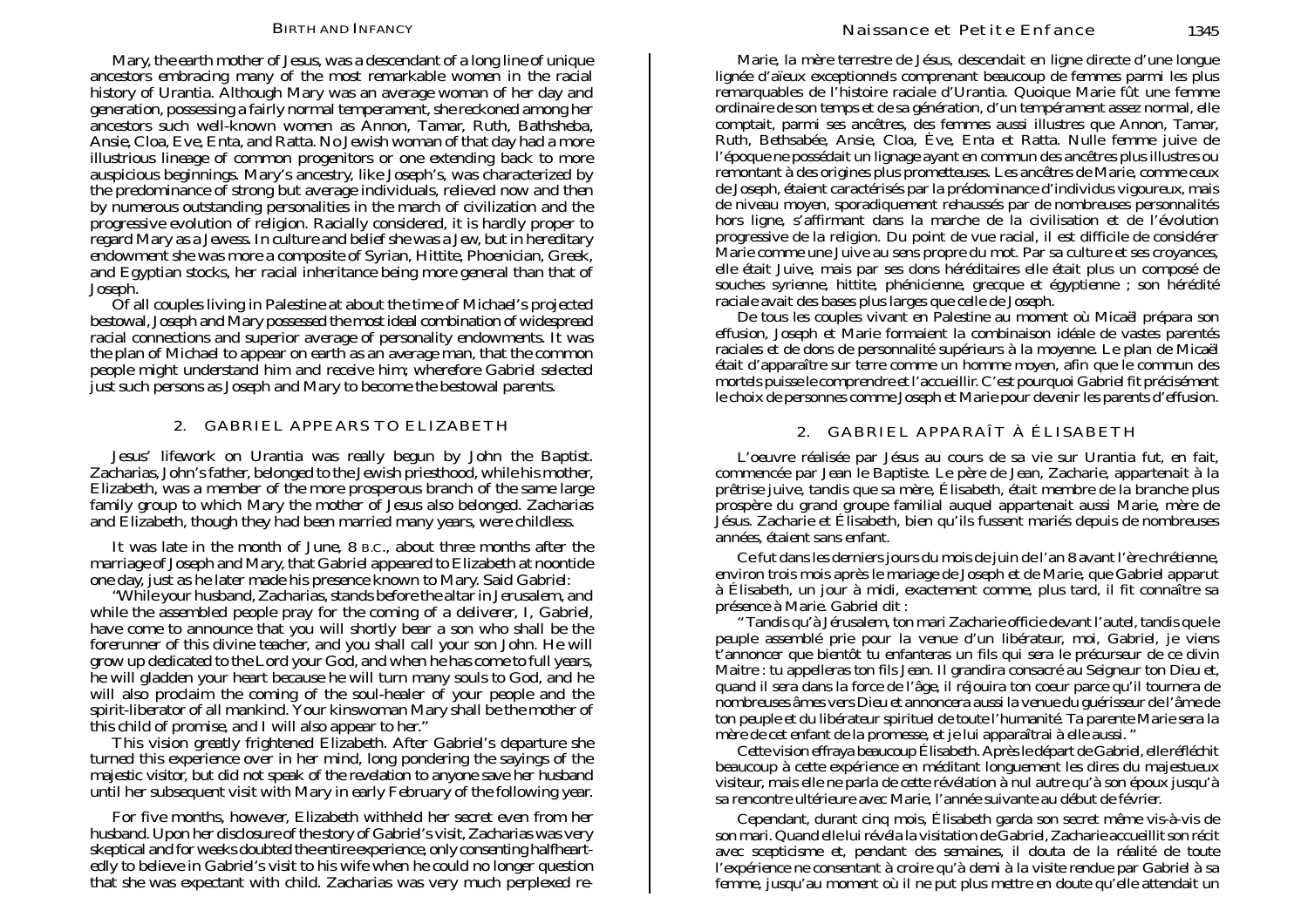Mary, the earth mother of Jesus, was a descendant of a long line of unique ancestors embracing many of the most remarkable women in the racial history of Urantia. Although Mary was an average woman of her day and generation, possessing a fairly normal temperament, she reckoned among her ancestors such well-known women as Annon, Tamar, Ruth, Bathsheba, Ansie, Cloa, Eve, Enta, and Ratta. No Jewish woman of that day had a more illustrious lineage of common progenitors or one extending back to more auspicious beginnings. Mary's ancestry, like Joseph's, was characterized by the predominance of strong but average individuals, relieved now and then by numerous outstanding personalities in the march of civilization and the progressive evolution of religion. Racially considered, it is hardly proper to regard Mary as a Jewess. In culture and belief she was a Jew, but in hereditary endowment she was more a composite of Syrian, Hittite, Phoenician, Greek, and Egyptian stocks, her racial inheritance being more general than that of Joseph.

Of all couples living in Palestine at about the time of Michael's projected bestowal, Joseph and Mary possessed the most ideal combination of widespread racial connections and superior average of personality endowments. It was the plan of Michael to appear on earth as an average man, that the common people might understand him and receive him; wherefore Gabriel selected just such persons as Joseph and Mary to become the bestowal parents.

## 2. GABRIEL APPEARS TO ELIZABETH

Jesus' lifework on Urantia was really begun by John the Baptist. Zacharias, John's father, belonged to the Jewish priesthood, while his mother, Elizabeth, was a member of the more prosperous branch of the same large family group to which Mary the mother of Jesus also belonged. Zacharias and Elizabeth, though they had been married many years, were childless.

It was late in the month of June, 8 B.C., about three months after the marriage of Joseph and Mary, that Gabriel appeared to Elizabeth at noontide one day, just as he later made his presence known to Mary. Said Gabriel:

"While your husband, Zacharias, stands before the altar in Jerusalem, and while the assembled people pray for the coming of a deliverer, I, Gabriel, have come to announce that you will shortly bear a son who shall be the forerunner of this divine teacher, and you shall call your son John. He will grow up dedicated to the Lord your God, and when he has come to full years, he will gladden your heart because he will turn many souls to God, and he will also proclaim the coming of the soul-healer of your people and the spirit-liberator of all mankind. Your kinswoman Mary shall be the mother of this child of promise, and I will also appear to her."

This vision greatly frightened Elizabeth. After Gabriel's departure she turned this experience over in her mind, long pondering the sayings of the majestic visitor, but did not speak of the revelation to anyone save her husband until her subsequent visit with Mary in early February of the following year.

For five months, however, Elizabeth withheld her secret even from her husband. Upon her disclosure of the story of Gabriel's visit, Zacharias was very skeptical and for weeks doubted the entire experience, only consenting halfheartedly to believe in Gabriel's visit to his wife when he could no longer question that she was expectant with child. Zacharias was very much perplexed re-

Marie, la mère terrestre de Jésus, descendait en ligne directe d'une longue lignée d'aïeux exceptionnels comprenant beaucoup de femmes parmi les plus remarquables de l'histoire raciale d'Urantia. Quoique Marie fût une femme ordinaire de son temps et de sa génération, d'un tempérament assez normal, elle comptait, parmi ses ancêtres, des femmes aussi illustres que Annon, Tamar, Ruth, Bethsabée, Ansie, Cloa, Ève, Enta et Ratta. Nulle femme juive de l'époque ne possédait un lignage ayant en commun des ancêtres plus illustres ou remontant à des origines plus prometteuses. Les ancêtres de Marie, comme ceux de Joseph, étaient caractérisés par la prédominance d'individus vigoureux, mais de niveau moyen, sporadiquement rehaussés par de nombreuses personnalités hors ligne, s'affirmant dans la marche de la civilisation et de l'évolution progressive de la religion. Du point de vue racial, il est difficile de considérer Marie comme une Juive au sens propre du mot. Par sa culture et ses croyances, elle était Juive, mais par ses dons héréditaires elle était plus un composé de souches syrienne, hittite, phénicienne, grecque et égyptienne ; son hérédité raciale avait des bases plus larges que celle de Joseph.

De tous les couples vivant en Palestine au moment où Micaël prépara son effusion, Joseph et Marie formaient la combinaison idéale de vastes parentés raciales et de dons de personnalité supérieurs à la moyenne. Le plan de Micaël était d'apparaître sur terre comme un homme moyen, afin que le commun des mortels puisse le comprendre et l'accueillir. C'est pourquoi Gabriel fit précisément le choix de personnes comme Joseph et Marie pour devenir les parents d'effusion.

## 2. GABRIEL APPARAÎT À ÉLISABETH

L'oeuvre réalisée par Jésus au cours de sa vie sur Urantia fut, en fait, commencée par Jean le Baptiste. Le père de Jean, Zacharie, appartenait à la prêtrise juive, tandis que sa mère, Élisabeth, était membre de la branche plus prospère du grand groupe familial auquel appartenait aussi Marie, mère de Jésus. Zacharie et Élisabeth, bien qu'ils fussent mariés depuis de nombreuses années, étaient sans enfant.

Ce fut dans les derniers jours du mois de juin de l'an 8 avant l'ère chrétienne, environ trois mois après le mariage de Joseph et de Marie, que Gabriel apparut à Élisabeth, un jour à midi, exactement comme, plus tard, il fit connaître sa présence à Marie. Gabriel dit :

" Tandis qu'à Jérusalem, ton mari Zacharie officie devant l'autel, tandis que le peuple assemblé prie pour la venue d'un libérateur, moi, Gabriel, je viens t'annoncer que bientôt tu enfanteras un fils qui sera le précurseur de ce divin Maitre : tu appelleras ton fils Jean. Il grandira consacré au Seigneur ton Dieu et, quand il sera dans la force de l'âge, il réjouira ton coeur parce qu'il tournera de nombreuses âmes vers Dieu et annoncera aussi la venue du guérisseur de l'âme de ton peuple et du libérateur spirituel de toute l'humanité. Ta parente Marie sera la mère de cet enfant de la promesse, et je lui apparaîtrai à elle aussi. "

Cette vision effraya beaucoup Élisabeth. Après le départ de Gabriel, elle réfléchit beaucoup à cette expérience en méditant longuement les dires du majestueux visiteur, mais elle ne parla de cette révélation à nul autre qu'à son époux jusqu'à sa rencontre ultérieure avec Marie, l'année suivante au début de février.

Cependant, durant cinq mois, Élisabeth garda son secret même vis-à-vis de son mari. Quand elle lui révéla la visitation de Gabriel, Zacharie accueillit son récit avec scepticisme et, pendant des semaines, il douta de la réalité de toute l'expérience ne consentant à croire qu'à demi à la visite rendue par Gabriel à sa femme, jusqu'au moment où il ne put plus mettre en doute qu'elle attendait un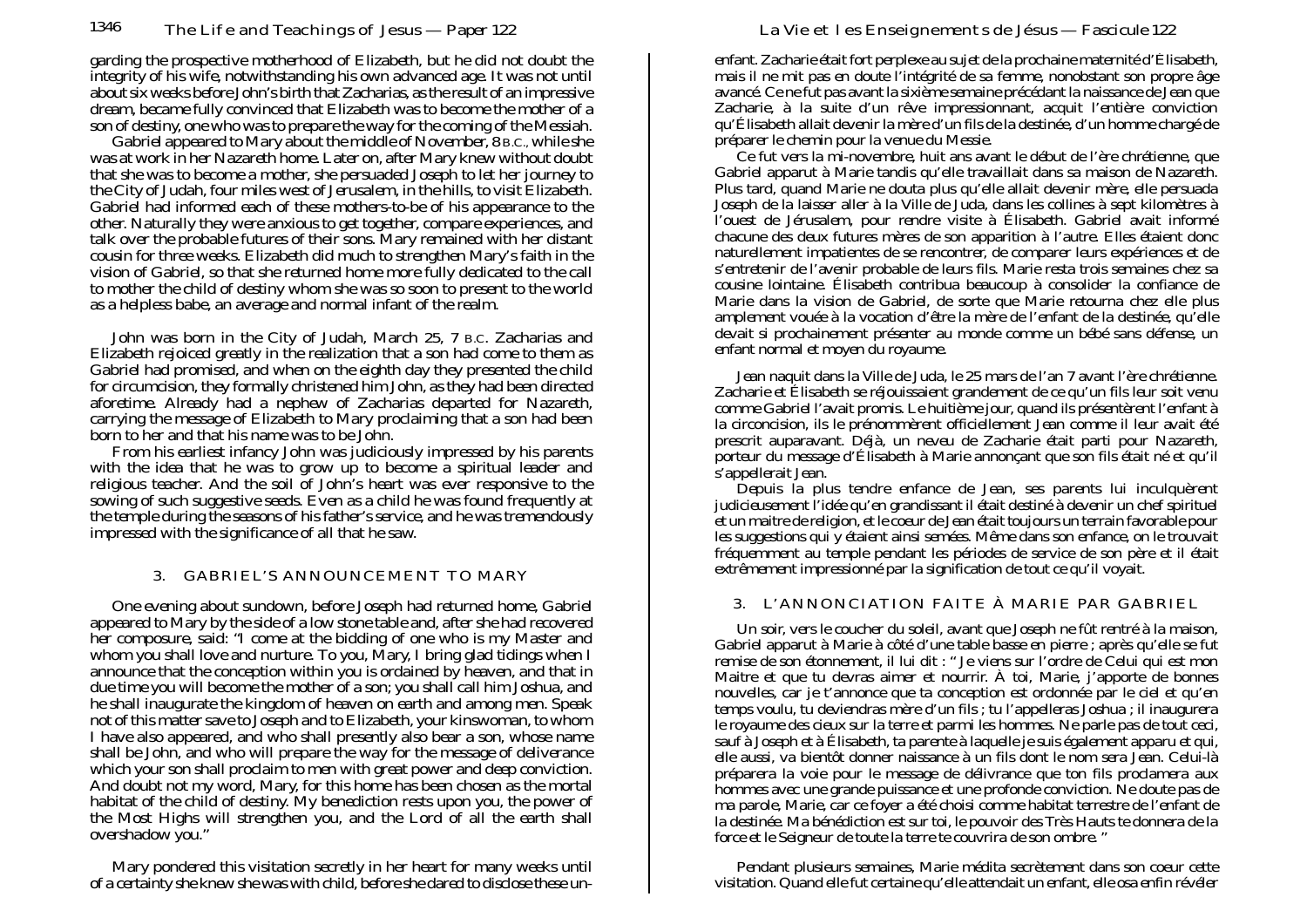garding the prospective motherhood of Elizabeth, but he did not doubt the integrity of his wife, notwithstanding his own advanced age. It was not until about six weeks before John's birth that Zacharias, as the result of an impressive dream, became fully convinced that Elizabeth was to become the mother of a son of destiny, one who was to prepare the way for the coming of the Messiah.

Gabriel appeared to Mary about the middle of November, 8 B.C., while she was at work in her Nazareth home. Later on, after Mary knew without doubt that she was to become a mother, she persuaded Joseph to let her journey to the City of Judah, four miles west of Jerusalem, in the hills, to visit Elizabeth. Gabriel had informed each of these mothers-to-be of his appearance to the other. Naturally they were anxious to get together, compare experiences, and talk over the probable futures of their sons. Mary remained with her distant cousin for three weeks. Elizabeth did much to strengthen Mary's faith in the vision of Gabriel, so that she returned home more fully dedicated to the call to mother the child of destiny whom she was so soon to present to the world as a helpless babe, an average and normal infant of the realm.

John was born in the City of Judah, March 25, 7 B.C. Zacharias and Elizabeth rejoiced greatly in the realization that a son had come to them as Gabriel had promised, and when on the eighth day they presented the child for circumcision, they formally christened him John, as they had been directed aforetime. Already had a nephew of Zacharias departed for Nazareth, carrying the message of Elizabeth to Mary proclaiming that a son had been born to her and that his name was to be John.

From his earliest infancy John was judiciously impressed by his parents with the idea that he was to grow up to become a spiritual leader and religious teacher. And the soil of John's heart was ever responsive to the sowing of such suggestive seeds. Even as a child he was found frequently at the temple during the seasons of his father's service, and he was tremendously impressed with the significance of all that he saw.

### 3. GABRIEL'S ANNOUNCEMENT TO MARY

One evening about sundown, before Joseph had returned home, Gabriel appeared to Mary by the side of a low stone table and, after she had recovered her composure, said: "I come at the bidding of one who is my Master and whom you shall love and nurture. To you, Mary, I bring glad tidings when I announce that the conception within you is ordained by heaven, and that in due time you will become the mother of a son; you shall call him Joshua, and he shall inaugurate the kingdom of heaven on earth and among men. Speak not of this matter save to Joseph and to Elizabeth, your kinswoman, to whom I have also appeared, and who shall presently also bear a son, whose name shall be John, and who will prepare the way for the message of deliverance which your son shall proclaim to men with great power and deep conviction. And doubt not my word, Mary, for this home has been chosen as the mortal habitat of the child of destiny. My benediction rests upon you, the power of the Most Highs will strengthen you, and the Lord of all the earth shall overshadow you."

Mary pondered this visitation secretly in her heart for many weeks until of a certainty she knew she was with child, before she dared to disclose these un-

enfant. Zacharie était fort perplexe au sujet de la prochaine maternité d'Élisabeth, mais il ne mit pas en doute l'intégrité de sa femme, nonobstant son propre âge avancé. Ce ne fut pas avant la sixième semaine précédant la naissance de Jean que Zacharie, à la suite d'un rêve impressionnant, acquit l'entière conviction qu'Élisabeth allait devenir la mère d'un fils de la destinée, d'un homme chargé de préparer le chemin pour la venue du Messie.

Ce fut vers la mi-novembre, huit ans avant le début de l'ère chrétienne, que Gabriel apparut à Marie tandis qu'elle travaillait dans sa maison de Nazareth. Plus tard, quand Marie ne douta plus qu'elle allait devenir mère, elle persuada Joseph de la laisser aller à la Ville de Juda, dans les collines à sept kilomètres à l'ouest de Jérusalem, pour rendre visite à Élisabeth. Gabriel avait informé chacune des deux futures mères de son apparition à l'autre. Elles étaient donc naturellement impatientes de se rencontrer, de comparer leurs expériences et de s'entretenir de l'avenir probable de leurs fils. Marie resta trois semaines chez sa cousine lointaine. Élisabeth contribua beaucoup à consolider la confiance de Marie dans la vision de Gabriel, de sorte que Marie retourna chez elle plus amplement vouée à la vocation d'être la mère de l'enfant de la destinée, qu'elle devait si prochainement présenter au monde comme un bébé sans défense, un enfant normal et moyen du royaume.

Jean naquit dans la Ville de Juda, le 25 mars de l'an 7 avant l'ère chrétienne. Zacharie et Élisabeth se réjouissaient grandement de ce qu'un fils leur soit venu comme Gabriel l'avait promis. Le huitième jour, quand ils présentèrent l'enfant à la circoncision, ils le prénommèrent officiellement Jean comme il leur avait été prescrit auparavant. Déjà, un neveu de Zacharie était parti pour Nazareth, porteur du message d'Élisabeth à Marie annonçant que son fils était né et qu'il s'appellerait Jean.

Depuis la plus tendre enfance de Jean, ses parents lui inculquèrent judicieusement l'idée qu'en grandissant il était destiné à devenir un chef spirituel et un maitre de religion, et le coeur de Jean était toujours un terrain favorable pour les suggestions qui y étaient ainsi semées. Même dans son enfance, on le trouvait fréquemment au temple pendant les périodes de service de son père et il était extrêmement impressionné par la signification de tout ce qu'il voyait.

### 3. L'ANNONCIATION FAITE À MARIE PAR GABRIEL

Un soir, vers le coucher du soleil, avant que Joseph ne fût rentré à la maison, Gabriel apparut à Marie à côté d'une table basse en pierre ; après qu'elle se fut remise de son étonnement, il lui dit : " Je viens sur l'ordre de Celui qui est mon Maitre et que tu devras aimer et nourrir. À toi, Marie, j'apporte de bonnes nouvelles, car je t'annonce que ta conception est ordonnée par le ciel et qu'en temps voulu, tu deviendras mère d'un fils ; tu l'appelleras Joshua ; il inaugurera le royaume des cieux sur la terre et parmi les hommes. Ne parle pas de tout ceci, sauf à Joseph et à Élisabeth, ta parente à laquelle je suis également apparu et qui, elle aussi, va bientôt donner naissance à un fils dont le nom sera Jean. Celui-là préparera la voie pour le message de délivrance que ton fils proclamera aux hommes avec une grande puissance et une profonde conviction. Ne doute pas de ma parole, Marie, car ce foyer a été choisi comme habitat terrestre de l'enfant de la destinée. Ma bénédiction est sur toi, le pouvoir des Très Hauts te donnera de la force et le Seigneur de toute la terre te couvrira de son ombre. "

Pendant plusieurs semaines, Marie médita secrètement dans son coeur cette visitation. Quand elle fut certaine qu'elle attendait un enfant, elle osa enfin révéler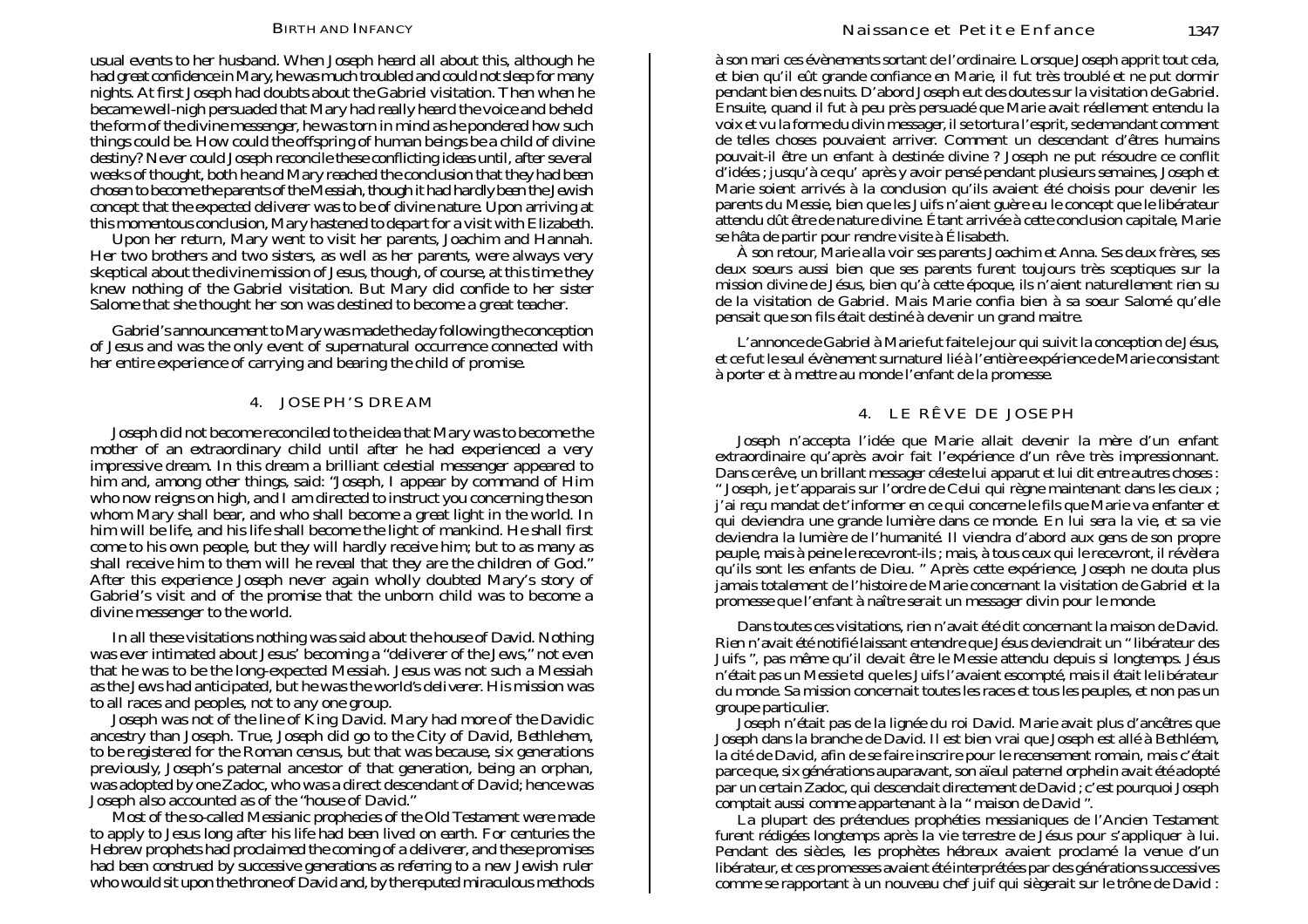usual events to her husband. When Joseph heard all about this, although he had great confidence in Mary, he was much troubled and could not sleep for many nights. At first Joseph had doubts about the Gabriel visitation. Then when he became well-nigh persuaded that Mary had really heard the voice and beheld the form of the divine messenger, he was torn in mind as he pondered how such things could be. How could the offspring of human beings be a child of divine destiny? Never could Joseph reconcile these conflicting ideas until, after several weeks of thought, both he and Mary reached the conclusion that they had been chosen to become the parents of the Messiah, though it had hardly been the Jewish concept that the expected deliverer was to be of divine nature. Upon arriving at this momentous conclusion, Mary hastened to depart for a visit with Elizabeth.

Upon her return, Mary went to visit her parents, Joachim and Hannah. Her two brothers and two sisters, as well as her parents, were always very skeptical about the divine mission of Jesus, though, of course, at this time they knew nothing of the Gabriel visitation. But Mary did confide to her sister Salome that she thought her son was destined to become a great teacher.

Gabriel's announcement to Mary was made the day following the conception of Jesus and was the only event of supernatural occurrence connected with her entire experience of carrying and bearing the child of promise.

## 4. JOSEPH'S DREAM

Joseph did not become reconciled to the idea that Mary was to become the mother of an extraordinary child until after he had experienced a very impressive dream. In this dream a brilliant celestial messenger appeared to him and, among other things, said: "Joseph, I appear by command of Him who now reigns on high, and I am directed to instruct you concerning the son whom Mary shall bear, and who shall become a great light in the world. In him will be life, and his life shall become the light of mankind. He shall first come to his own people, but they will hardly receive him; but to as many as shall receive him to them will he reveal that they are the children of God." After this experience Joseph never again wholly doubted Mary's story of Gabriel's visit and of the promise that the unborn child was to become a divine messenger to the world.

In all these visitations nothing was said about the house of David. Nothing was ever intimated about Jesus' becoming a "deliverer of the Jews," not even that he was to be the long-expected Messiah. Jesus was not such a Messiah as the Jews had anticipated, but he was the world's deliverer. His mission was to all races and peoples, not to any one group.

Joseph was not of the line of King David. Mary had more of the Davidic ancestry than Joseph. True, Joseph did go to the City of David, Bethlehem, to be registered for the Roman census, but that was because, six generations previously, Joseph's paternal ancestor of that generation, being an orphan, was adopted by one Zadoc, who was a direct descendant of David; hence was Joseph also accounted as of the "house of David."

Most of the so-called Messianic prophecies of the Old Testament were made to apply to Jesus long after his life had been lived on earth. For centuries the Hebrew prophets had proclaimed the coming of a deliverer, and these promises had been construed by successive generations as referring to a new Jewish ruler who would sit upon the throne of David and, by the reputed miraculous methods

à son mari ces évènements sortant de l'ordinaire. Lorsque Joseph apprit tout cela, et bien qu'il eût grande confiance en Marie, il fut très troublé et ne put dormir pendant bien des nuits. D'abord Joseph eut des doutes sur la visitation de Gabriel. Ensuite, quand il fut à peu près persuadé que Marie avait réellement entendu la voix et vu la forme du divin messager, il se tortura l'esprit, se demandant comment de telles choses pouvaient arriver. Comment un descendant d'êtres humains pouvait-il être un enfant à destinée divine ? Joseph ne put résoudre ce conflit d'idées ; jusqu'à ce qu' après y avoir pensé pendant plusieurs semaines, Joseph et Marie soient arrivés à la conclusion qu'ils avaient été choisis pour devenir les parents du Messie, bien que les Juifs n'aient guère eu le concept que le libérateur attendu dût être de nature divine. Étant arrivée à cette conclusion capitale, Marie se hâta de partir pour rendre visite à Élisabeth.

À son retour, Marie alla voir ses parents Joachim et Anna. Ses deux frères, ses deux soeurs aussi bien que ses parents furent toujours très sceptiques sur la mission divine de Jésus, bien qu'à cette époque, ils n'aient naturellement rien su de la visitation de Gabriel. Mais Marie confia bien à sa soeur Salomé qu'elle pensait que son fils était destiné à devenir un grand maitre.

L'annonce de Gabriel à Marie fut faite le jour qui suivit la conception de Jésus, et ce fut le seul évènement surnaturel lié à l'entière expérience de Marie consistant à porter et à mettre au monde l'enfant de la promesse.

## 4. LE RÊVE DE JOSEPH

Joseph n'accepta l'idée que Marie allait devenir la mère d'un enfant extraordinaire qu'après avoir fait l'expérience d'un rêve très impressionnant. Dans ce rêve, un brillant messager céleste lui apparut et lui dit entre autres choses : " Joseph, je t'apparais sur l'ordre de Celui qui règne maintenant dans les cieux ; j'ai reçu mandat de t'informer en ce qui concerne le fils que Marie va enfanter et qui deviendra une grande lumière dans ce monde. En lui sera la vie, et sa vie deviendra la lumière de l'humanité. Il viendra d'abord aux gens de son propre peuple, mais à peine le recevront-ils ; mais, à tous ceux qui le recevront, il révèlera qu'ils sont les enfants de Dieu. " Après cette expérience, Joseph ne douta plus jamais totalement de l'histoire de Marie concernant la visitation de Gabriel et la promesse que l'enfant à naître serait un messager divin pour le monde.

Dans toutes ces visitations, rien n'avait été dit concernant la maison de David. Rien n'avait été notifié laissant entendre que Jésus deviendrait un " libérateur des Juifs ", pas même qu'il devait être le Messie attendu depuis si longtemps. Jésus n'était pas un Messie tel que les Juifs l'avaient escompté, mais il était le libérateur du monde. Sa mission concernait toutes les races et tous les peuples, et non pas un groupe particulier.

Joseph n'était pas de la lignée du roi David. Marie avait plus d'ancêtres que Joseph dans la branche de David. Il est bien vrai que Joseph est allé à Bethléem, la cité de David, afin de se faire inscrire pour le recensement romain, mais c'était parce que, six générations auparavant, son aïeul paternel orphelin avait été adopté par un certain Zadoc, qui descendait directement de David ; c'est pourquoi Joseph comptait aussi comme appartenant à la " maison de David ".

La plupart des prétendues prophéties messianiques de l'Ancien Testament furent rédigées longtemps après la vie terrestre de Jésus pour s'appliquer à lui. Pendant des siècles, les prophètes hébreux avaient proclamé la venue d'un libérateur, et ces promesses avaient été interprétées par des générations successives comme se rapportant à un nouveau chef juif qui siègerait sur le trône de David :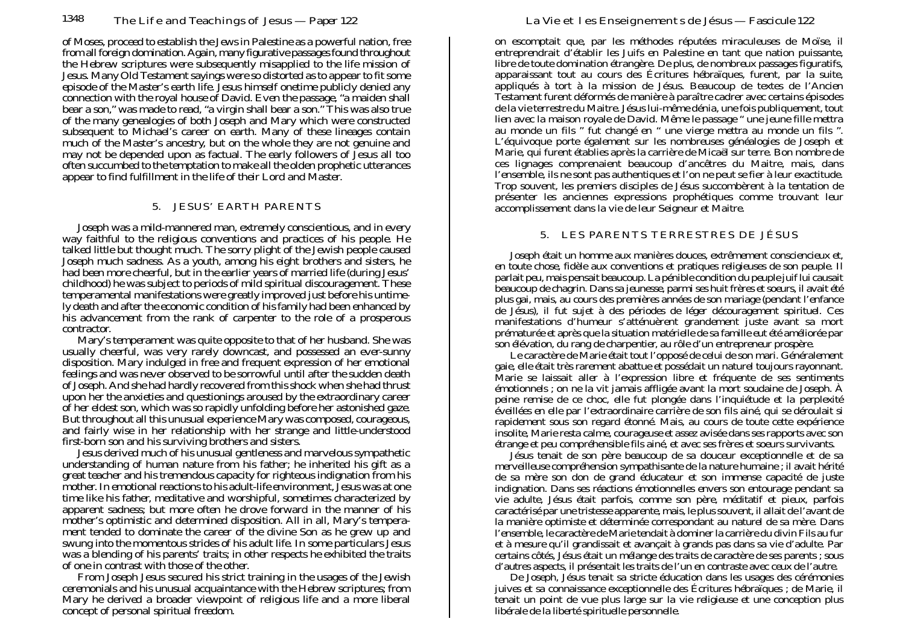of Moses, proceed to establish the Jews in Palestine as a powerful nation, free from all foreign domination. Again, many figurative passages found throughout the Hebrew scriptures were subsequently misapplied to the life mission of Jesus. Many Old Testament sayings were so distorted as to appear to fit some episode of the Master's earth life. Jesus himself onetime publicly denied any connection with the royal house of David. Even the passage, "a maiden shall bear a son," was made to read, "a virgin shall bear a son." This was also true of the many genealogies of both Joseph and Mary which were constructed subsequent to Michael's career on earth. Many of these lineages contain much of the Master's ancestry, but on the whole they are not genuine and may not be depended upon as factual. The early followers of Jesus all too often succumbed to the temptation to make all the olden prophetic utterances appear to find fulfillment in the life of their Lord and Master.

## 5. JESUS' EARTH PARENTS

Joseph was a mild-mannered man, extremely conscientious, and in every way faithful to the religious conventions and practices of his people. He talked little but thought much. The sorry plight of the Jewish people caused Joseph much sadness. As a youth, among his eight brothers and sisters, he had been more cheerful, but in the earlier years of married life (during Jesus' childhood) he was subject to periods of mild spiritual discouragement. These temperamental manifestations were greatly improved just before his untimely death and after the economic condition of his family had been enhanced by his advancement from the rank of carpenter to the role of a prosperous contractor.

Mary's temperament was quite opposite to that of her husband. She was usually cheerful, was very rarely downcast, and possessed an ever-sunny disposition. Mary indulged in free and frequent expression of her emotional feelings and was never observed to be sorrowful until after the sudden death of Joseph. And she had hardly recovered from this shock when she had thrust upon her the anxieties and questionings aroused by the extraordinary career of her eldest son, which was so rapidly unfolding before her astonished gaze. But throughout all this unusual experience Mary was composed, courageous, and fairly wise in her relationship with her strange and little-understood first-born son and his surviving brothers and sisters.

Jesus derived much of his unusual gentleness and marvelous sympathetic understanding of human nature from his father; he inherited his gift as a great teacher and his tremendous capacity for righteous indignation from his mother. In emotional reactions to his adult-life environment, Jesus was at one time like his father, meditative and worshipful, sometimes characterized by apparent sadness; but more often he drove forward in the manner of his mother's optimistic and determined disposition. All in all, Mary's temperament tended to dominate the career of the divine Son as he grew up and swung into the momentous strides of his adult life. In some particulars Jesus was a blending of his parents' traits; in other respects he exhibited the traits of one in contrast with those of the other.

From Joseph Jesus secured his strict training in the usages of the Jewish ceremonials and his unusual acquaintance with the Hebrew scriptures; from Mary he derived a broader viewpoint of religious life and a more liberal concept of personal spiritual freedom.

on escomptait que, par les méthodes réputées miraculeuses de Moïse, il entreprendrait d'établir les Juifs en Palestine en tant que nation puissante, libre de toute domination étrangère. De plus, de nombreux passages figuratifs, apparaissant tout au cours des Écritures hébraïques, furent, par la suite, appliqués à tort à la mission de Jésus. Beaucoup de textes de l'Ancien Testament furent déformés de manière à paraître cadrer avec certains épisodes de la vie terrestre du Maitre. Jésus lui-même dénia, une fois publiquement, tout lien avec la maison royale de David. Même le passage " une jeune fille mettra au monde un fils " fut changé en " une vierge mettra au monde un fils ". L'équivoque porte également sur les nombreuses généalogies de Joseph et Marie, qui furent établies après la carrière de Micaël sur terre. Bon nombre de ces lignages comprenaient beaucoup d'ancêtres du Maitre, mais, dans l'ensemble, ils ne sont pas authentiques et l'on ne peut se fier à leur exactitude. Trop souvent, les premiers disciples de Jésus succombèrent à la tentation de présenter les anciennes expressions prophétiques comme trouvant leur accomplissement dans la vie de leur Seigneur et Maitre.

## 5. LES PARENTS TERRESTRES DE JÉSUS

Joseph était un homme aux manières douces, extrêmement consciencieux et, en toute chose, fidèle aux conventions et pratiques religieuses de son peuple. Il parlait peu, mais pensait beaucoup. La pénible condition du peuple juif lui causait beaucoup de chagrin. Dans sa jeunesse, parmi ses huit frères et soeurs, il avait été plus gai, mais, au cours des premières années de son mariage (pendant l'enfance de Jésus), il fut sujet à des périodes de léger découragement spirituel. Ces manifestations d'humeur s'atténuèrent grandement juste avant sa mort prématurée et après que la situation matérielle de sa famille eut été améliorée par son élévation, du rang de charpentier, au rôle d'un entrepreneur prospère.

Le caractère de Marie était tout l'opposé de celui de son mari. Généralement gaie, elle était très rarement abattue et possédait un naturel toujours rayonnant. Marie se laissait aller à l'expression libre et fréquente de ses sentiments émotionnels ; on ne la vit jamais affligée avant la mort soudaine de Joseph. À peine remise de ce choc, elle fut plongée dans l'inquiétude et la perplexité éveillées en elle par l'extraordinaire carrière de son fils ainé, qui se déroulait si rapidement sous son regard étonné. Mais, au cours de toute cette expérience insolite, Marie resta calme, courageuse et assez avisée dans ses rapports avec son étrange et peu compréhensible fils ainé, et avec ses frères et soeurs survivants.

Jésus tenait de son père beaucoup de sa douceur exceptionnelle et de sa merveilleuse compréhension sympathisante de la nature humaine ; il avait hérité de sa mère son don de grand éducateur et son immense capacité de juste indignation. Dans ses réactions émotionnelles envers son entourage pendant sa vie adulte, Jésus était parfois, comme son père, méditatif et pieux, parfois caractérisé par une tristesse apparente, mais, le plus souvent, il allait de l'avant de la manière optimiste et déterminée correspondant au naturel de sa mère. Dans l'ensemble, le caractère de Marie tendait à dominer la carrière du divin Fils au fur et à mesure qu'il grandissait et avançait à grands pas dans sa vie d'adulte. Par certains côtés, Jésus était un mélange des traits de caractère de ses parents ; sous d'autres aspects, il présentait les traits de l'un en contraste avec ceux de l'autre.

De Joseph, Jésus tenait sa stricte éducation dans les usages des cérémonies juives et sa connaissance exceptionnelle des Écritures hébraïques ; de Marie, il tenait un point de vue plus large sur la vie religieuse et une conception plus libérale de la liberté spirituelle personnelle.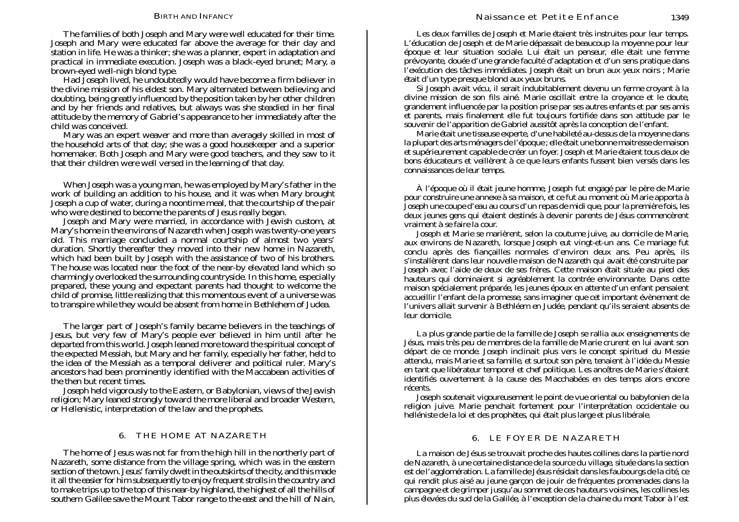The families of both Joseph and Mary were well educated for their time. Joseph and Mary were educated far above the average for their day and station in life. He was a thinker; she was a planner, expert in adaptation and practical in immediate execution. Joseph was a black-eyed brunet; Mary, a brown-eyed well-nigh blond type.

Had Joseph lived, he undoubtedly would have become a firm believer in the divine mission of his eldest son. Mary alternated between believing and doubting, being greatly influenced by the position taken by her other children and by her friends and relatives, but always was she steadied in her final attitude by the memory of Gabriel's appearance to her immediately after the child was conceived.

Mary was an expert weaver and more than averagely skilled in most of the household arts of that day; she was a good housekeeper and a superior homemaker. Both Joseph and Mary were good teachers, and they saw to it that their children were well versed in the learning of that day.

When Joseph was a young man, he was employed by Mary's father in the work of building an addition to his house, and it was when Mary brought Joseph a cup of water, during a noontime meal, that the courtship of the pair who were destined to become the parents of Jesus really began.

Joseph and Mary were married, in accordance with Jewish custom, at Mary's home in the environs of Nazareth when Joseph was twenty-one years old. This marriage concluded a normal courtship of almost two years' duration. Shortly thereafter they moved into their new home in Nazareth, which had been built by Joseph with the assistance of two of his brothers. The house was located near the foot of the near-by elevated land which so charmingly overlooked the surrounding countryside. In this home, especially prepared, these young and expectant parents had thought to welcome the child of promise, little realizing that this momentous event of a universe was to transpire while they would be absent from home in Bethlehem of Judea.

The larger part of Joseph's family became believers in the teachings of Jesus, but very few of Mary's people ever believed in him until after he departed from this world. Joseph leaned more toward the spiritual concept of the expected Messiah, but Mary and her family, especially her father, held to the idea of the Messiah as a temporal deliverer and political ruler. Mary's ancestors had been prominently identified with the Maccabean activities of the then but recent times.

Joseph held vigorously to the Eastern, or Babylonian, views of the Jewish religion; Mary leaned strongly toward the more liberal and broader Western, or Hellenistic, interpretation of the law and the prophets.

## 6. THE HOME AT NAZARETH

The home of Jesus was not far from the high hill in the northerly part of Nazareth, some distance from the village spring, which was in the eastern section of the town. Jesus' family dwelt in the outskirts of the city, and this made it all the easier for him subsequently to enjoy frequent strolls in the country and to make trips up to the top of this near-by highland, the highest of all the hills of southern Galilee save the Mount Tabor range to the east and the hill of Nain,

Les deux familles de Joseph et Marie étaient très instruites pour leur temps. L'éducation de Joseph et de Marie dépassait de beaucoup la moyenne pour leur époque et leur situation sociale. Lui était un penseur, elle était une femme prévoyante, douée d'une grande faculté d'adaptation et d'un sens pratique dans l'exécution des tâches immédiates. Joseph était un brun aux yeux noirs ; Marie était d'un type presque blond aux yeux bruns.

Si Joseph avait vécu, il serait indubitablement devenu un ferme croyant à la divine mission de son fils ainé. Marie oscillait entre la croyance et le doute, grandement influencée par la position prise par ses autres enfants et par ses amis et parents, mais finalement elle fut toujours fortifiée dans son attitude par le souvenir de l'apparition de Gabriel aussitôt après la conception de l'enfant.

Marie était une tisseuse experte, d'une habileté au-dessus de la moyenne dans la plupart des arts ménagers de l'époque ; elle était une bonne maitresse de maison et supérieurement capable de créer un foyer. Joseph et Marie étaient tous deux de bons éducateurs et veillèrent à ce que leurs enfants fussent bien versés dans les connaissances de leur temps.

À l'époque où il était jeune homme, Joseph fut engagé par le père de Marie pour construire une annexe à sa maison, et ce fut au moment où Marie apporta à Joseph une coupe d'eau au cours d'un repas de midi que, pour la première fois, les deux jeunes gens qui étaient destinés à devenir parents de Jésus commencèrent vraiment à se faire la cour.

Joseph et Marie se marièrent, selon la coutume juive, au domicile de Marie, aux environs de Nazareth, lorsque Joseph eut vingt-et-un ans. Ce mariage fut conclu après des fiançailles normales d'environ deux ans. Peu après, ils s'installèrent dans leur nouvelle maison de Nazareth qui avait été construite par Joseph avec l'aide de deux de ses frères. Cette maison était située au pied des hauteurs qui dominaient si agréablement la contrée environnante. Dans cette maison spécialement préparée, les jeunes époux en attente d'un enfant pensaient accueillir l'enfant de la promesse, sans imaginer que cet important évènement de l'univers allait survenir à Bethléem en Judée, pendant qu'ils seraient absents de leur domicile.

La plus grande partie de la famille de Joseph se rallia aux enseignements de Jésus, mais très peu de membres de la famille de Marie crurent en lui avant son départ de ce monde. Joseph inclinait plus vers le concept spirituel du Messie attendu, mais Marie et sa famille, et surtout son père, tenaient à l'idée du Messie en tant que libérateur temporel et chef politique. Les ancêtres de Marie s'étaient identifiés ouvertement à la cause des Macchabées en des temps alors encore récents.

Joseph soutenait vigoureusement le point de vue oriental ou babylonien de la religion juive. Marie penchait fortement pour l'interprétation occidentale ou hellléniste de la loi et des prophètes, qui était plus large et plus libérale.

## 6. LE FOYER DE NAZARETH

La maison de Jésus se trouvait proche des hautes collines dans la partie nord de Nazareth, à une certaine distance de la source du village, située dans la section est de l'agglomération. La famille de Jésus résidait dans les faubourgs de la cité, ce qui rendit plus aisé au jeune garçon de jouir de fréquentes promenades dans la campagne et de grimper jusqu'au sommet de ces hauteurs voisines, les collines les plus élevées du sud de la Galilée, à l'exception de la chaine du mont Tabor à l'est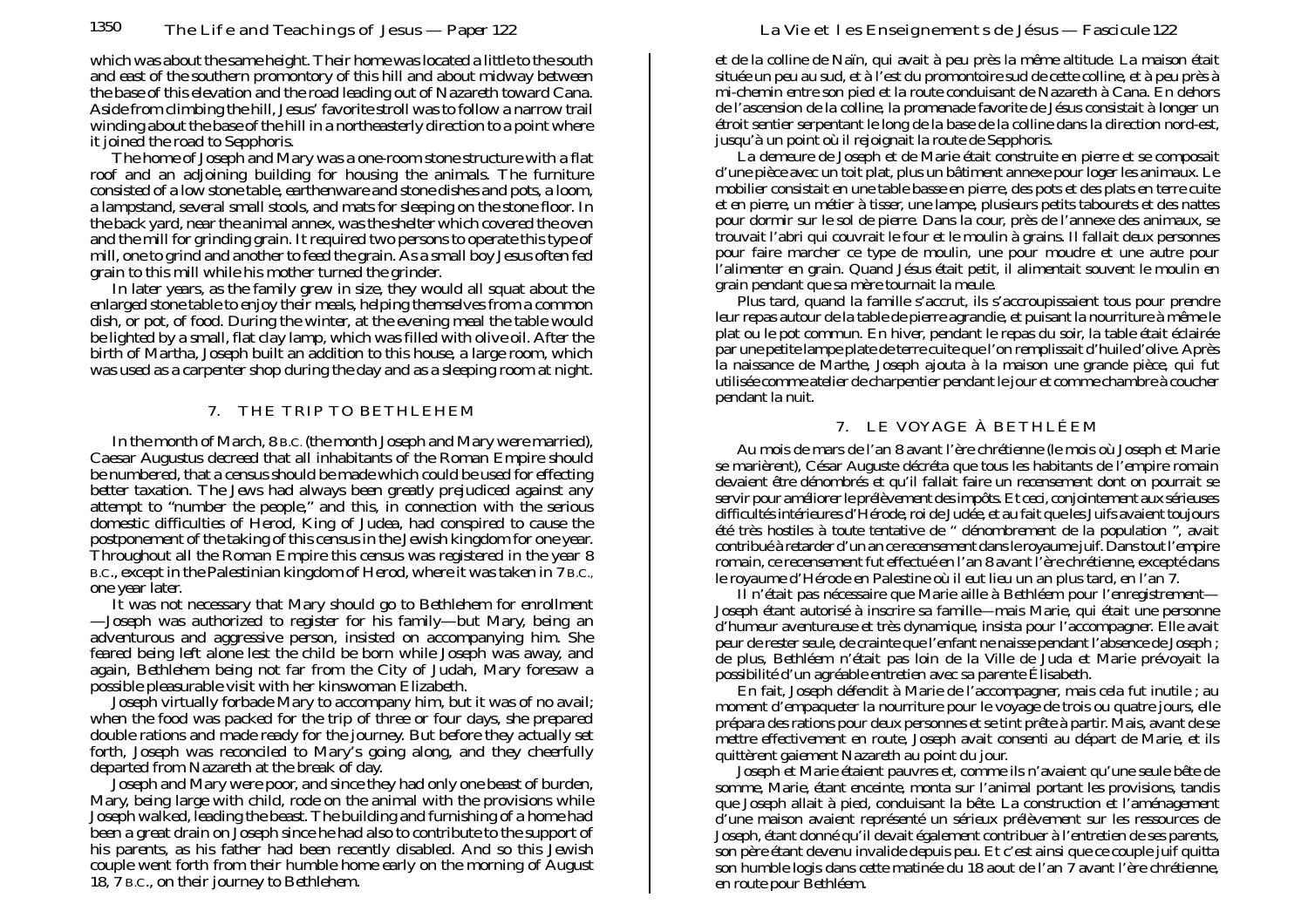which was about the same height. Their home was located a little to the south and east of the southern promontory of this hill and about midway between the base of this elevation and the road leading out of Nazareth toward Cana. Aside from climbing the hill, Jesus' favorite stroll was to follow a narrow trail winding about the base of the hill in a northeasterly direction to a point where it joined the road to Sepphoris.

The home of Joseph and Mary was a one-room stone structure with a flat roof and an adjoining building for housing the animals. The furniture consisted of a low stone table, earthenware and stone dishes and pots, a loom, a lampstand, several small stools, and mats for sleeping on the stone floor. In the back yard, near the animal annex, was the shelter which covered the oven and the mill for grinding grain. It required two persons to operate this type of mill, one to grind and another to feed the grain. As a small boy Jesus often fed grain to this mill while his mother turned the grinder.

In later years, as the family grew in size, they would all squat about the enlarged stone table to enjoy their meals, helping themselves from a common dish, or pot, of food. During the winter, at the evening meal the table would be lighted by a small, flat clay lamp, which was filled with olive oil. After the birth of Martha, Joseph built an addition to this house, a large room, which was used as a carpenter shop during the day and as a sleeping room at night.

## 7. THE TRIP TO BETHLEHEM

In the month of March, 8 B.C. (the month Joseph and Mary were married), Caesar Augustus decreed that all inhabitants of the Roman Empire should be numbered, that a census should be made which could be used for effecting better taxation. The Jews had always been greatly prejudiced against any attempt to "number the people," and this, in connection with the serious domestic difficulties of Herod, King of Judea, had conspired to cause the postponement of the taking of this census in the Jewish kingdom for one year. Throughout all the Roman Empire this census was registered in the year 8 B.C., except in the Palestinian kingdom of Herod, where it was taken in 7 B.C., one year later.

It was not necessary that Mary should go to Bethlehem for enrollment—Joseph was authorized to register for his family—but Mary, being an adventurous and aggressive person, insisted on accompanying him. She feared being left alone lest the child be born while Joseph was away, and again, Bethlehem being not far from the City of Judah, Mary foresaw a possible pleasurable visit with her kinswoman Elizabeth.

Joseph virtually forbade Mary to accompany him, but it was of no avail; when the food was packed for the trip of three or four days, she prepared double rations and made ready for the journey. But before they actually set forth, Joseph was reconciled to Mary's going along, and they cheerfully departed from Nazareth at the break of day.

Joseph and Mary were poor, and since they had only one beast of burden, Mary, being large with child, rode on the animal with the provisions while Joseph walked, leading the beast. The building and furnishing of a home had been a great drain on Joseph since he had also to contribute to the support of his parents, as his father had been recently disabled. And so this Jewish couple went forth from their humble home early on the morning of August 18, 7 B.C., on their journey to Bethlehem.

et de la colline de Naïn, qui avait à peu près la même altitude. La maison était située un peu au sud, et à l'est du promontoire sud de cette colline, et à peu près à mi-chemin entre son pied et la route conduisant de Nazareth à Cana. En dehors de l'ascension de la colline, la promenade favorite de Jésus consistait à longer un étroit sentier serpentant le long de la base de la colline dans la direction nord-est, jusqu'à un point où il rejoignait la route de Sepphoris.

La demeure de Joseph et de Marie était construite en pierre et se composait d'une pièce avec un toit plat, plus un bâtiment annexe pour loger les animaux. Le mobilier consistait en une table basse en pierre, des pots et des plats en terre cuite et en pierre, un métier à tisser, une lampe, plusieurs petits tabourets et des nattes pour dormir sur le sol de pierre. Dans la cour, près de l'annexe des animaux, se trouvait l'abri qui couvrait le four et le moulin à grains. Il fallait deux personnes pour faire marcher ce type de moulin, une pour moudre et une autre pour l'alimenter en grain. Quand Jésus était petit, il alimentait souvent le moulin en grain pendant que sa mère tournait la meule.

Plus tard, quand la famille s'accrut, ils s'accroupissaient tous pour prendre leur repas autour de la table de pierre agrandie, et puisant la nourriture à même le plat ou le pot commun. En hiver, pendant le repas du soir, la table était éclairée par une petite lampe plate de terre cuite que l'on remplissait d'huile d'olive. Après la naissance de Marthe, Joseph ajouta à la maison une grande pièce, qui fut utilisée comme atelier de charpentier pendant le jour et comme chambre à coucher pendant la nuit.

## 7. LE VOYAGE À BETHLÉEM

Au mois de mars de l'an 8 avant l'ère chrétienne (le mois où Joseph et Marie se marièrent), César Auguste décréta que tous les habitants de l'empire romain devaient être dénombrés et qu'il fallait faire un recensement dont on pourrait se servir pour améliorer le prélèvement des impôts. Et ceci, conjointement aux sérieuses difficultés intérieures d'Hérode, roi de Judée, et au fait que les Juifs avaient toujours été très hostiles à toute tentative de « dénombrement de la population », avait contribué à retarder d'un an ce recensement dans le royaume juif. Dans tout l'empire romain, ce recensement fut effectué en l'an 8 avant l'ère chrétienne, excepté dans le royaume d'Hérode en Palestine où il eut lieu un an plus tard, en l'an 7.

Il n'était pas nécessaire que Marie aille à Bethléem pour l'enregistrement—Joseph étant autorisé à inscrire sa famille—mais Marie, qui était une personne d'humeur aventureuse et très dynamique, insista pour l'accompagner. Elle avait peur de rester seule, de crainte que l'enfant ne naisse pendant l'absence de Joseph ; de plus, Bethléem n'était pas loin de la Ville de Juda et Marie prévoyait la possibilité d'un agréable entretien avec sa parente Élisabeth.

En fait, Joseph défendit à Marie de l'accompagner, mais cela fut inutile ; au moment d'empaqueter la nourriture pour le voyage de trois ou quatre jours, elle prépara des rations pour deux personnes et se tint prête à partir. Mais, avant de se mettre effectivement en route, Joseph avait consenti au départ de Marie, et ils quittèrent gaiement Nazareth au point du jour.

Joseph et Marie étaient pauvres et, comme ils n'avaient qu'une seule bête de somme, Marie, étant enceinte, monta sur l'animal portant les provisions, tandis que Joseph allait à pied, conduisant la bête. La construction et l'aménagement d'une maison avaient représenté un sérieux prélèvement sur les ressources de Joseph, étant donné qu'il devait également contribuer à l'entretien de ses parents, son père étant devenu invalide depuis peu. Et c'est ainsi que ce couple juif quitta son humble logis dans cette matinée du 18 aout de l'an 7 avant l'ère chrétienne, en route pour Bethléem.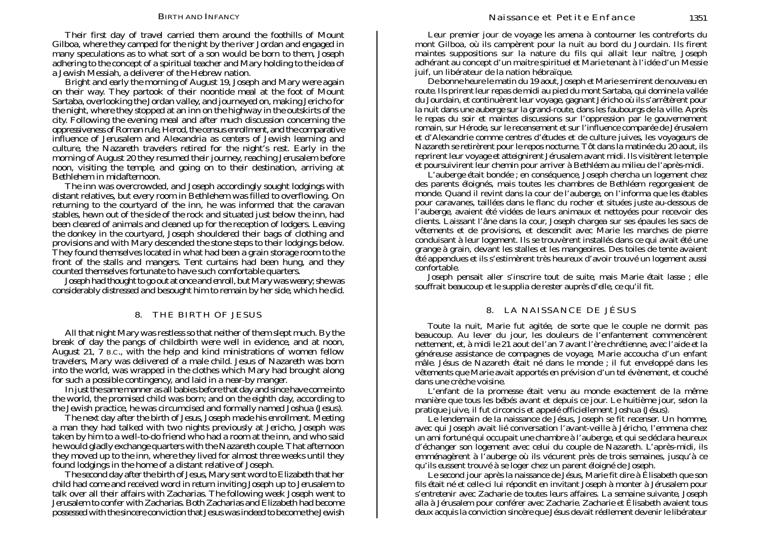Their first day of travel carried them around the foothills of Mount Gilboa, where they camped for the night by the river Jordan and engaged in many speculations as to what sort of a son would be born to them, Joseph adhering to the concept of a spiritual teacher and Mary holding to the idea of a Jewish Messiah, a deliverer of the Hebrew nation.

Bright and early the morning of August 19, Joseph and Mary were again on their way. They partook of their noontide meal at the foot of Mount Sartaba, overlooking the Jordan valley, and journeyed on, making Jericho for the night, where they stopped at an inn on the highway in the outskirts of the city. Following the evening meal and after much discussion concerning the oppressiveness of Roman rule, Herod, the census enrollment, and the comparative influence of Jerusalem and Alexandria as centers of Jewish learning and culture, the Nazareth travelers retired for the night's rest. Early in the morning of August 20 they resumed their journey, reaching Jerusalem before noon, visiting the temple, and going on to their destination, arriving at Bethlehem in midafternoon.

The inn was overcrowded, and Joseph accordingly sought lodgings with distant relatives, but every room in Bethlehem was filled to overflowing. On returning to the courtyard of the inn, he was informed that the caravan stables, hewn out of the side of the rock and situated just below the inn, had been cleared of animals and cleaned up for the reception of lodgers. Leaving the donkey in the courtyard, Joseph shouldered their bags of clothing and provisions and with Mary descended the stone steps to their lodgings below. They found themselves located in what had been a grain storage room to the front of the stalls and mangers. Tent curtains had been hung, and they counted themselves fortunate to have such comfortable quarters.

Joseph had thought to go out at once and enroll, but Mary was weary; she was considerably distressed and besought him to remain by her side, which he did.

## 8. THE BIRTH OF JESUS

All that night Mary was restless so that neither of them slept much. By the break of day the pangs of childbirth were well in evidence, and at noon, August 21, 7 B.C., with the help and kind ministrations of women fellow travelers, Mary was delivered of a male child. Jesus of Nazareth was born into the world, was wrapped in the clothes which Mary had brought along for such a possible contingency, and laid in a near-by manger.

In just the same manner as all babies before that day and since have come into the world, the promised child was born; and on the eighth day, according to the Jewish practice, he was circumcised and formally named Joshua (Jesus).

The next day after the birth of Jesus, Joseph made his enrollment. Meeting a man they had talked with two nights previously at Jericho, Joseph was taken by him to a well-to-do friend who had a room at the inn, and who said he would gladly exchange quarters with the Nazareth couple. That afternoon they moved up to the inn, where they lived for almost three weeks until they found lodgings in the home of a distant relative of Joseph.

The second day after the birth of Jesus, Mary sent word to Elizabeth that her child had come and received word in return inviting Joseph up to Jerusalem to talk over all their affairs with Zacharias. The following week Joseph went to Jerusalem to confer with Zacharias. Both Zacharias and Elizabeth had become possessed with the sincere conviction that Jesus was indeed to become the Jewish

Leur premier jour de voyage les amena à contourner les contreforts du mont Gilboa, où ils campèrent pour la nuit au bord du Jourdain. Ils firent maintes suppositions sur la nature du fils qui allait leur naître, Joseph adhérant au concept d'un maitre spirituel et Marie tenant à l'idée d'un Messie juif, un libérateur de la nation hébraïque.

De bonne heure le matin du 19 aout, Joseph et Marie se mirent de nouveau en route. Ils prirent leur repas de midi au pied du mont Sartaba, qui domine la vallée du Jourdain, et continuèrent leur voyage, gagnant Jéricho où ils s'arrêtèrent pour la nuit dans une auberge sur la grand-route, dans les faubourgs de la ville. Après le repas du soir et maintes discussions sur l'oppression par le gouvernement romain, sur Hérode, sur le recensement et sur l'influence comparée de Jérusalem et d'Alexandrie comme centres d'études et de culture juives, les voyageurs de Nazareth se retirèrent pour le repos nocturne. Tôt dans la matinée du 20 aout, ils reprirent leur voyage et atteignirent Jérusalem avant midi. Ils visitèrent le temple et poursuivirent leur chemin pour arriver à Bethléem au milieu de l'après-midi.

L'auberge était bondée ; en conséquence, Joseph chercha un logement chez des parents éloignés, mais toutes les chambres de Bethléem regorgeaient de monde. Quand il revint dans la cour de l'auberge, on l'informa que les étables pour caravanes, taillées dans le flanc du rocher et situées juste au-dessous de l'auberge, avaient été vidées de leurs animaux et nettoyées pour recevoir des clients. Laissant l'âne dans la cour, Joseph chargea sur ses épaules les sacs de vêtements et de provisions, et descendit avec Marie les marches de pierre conduisant à leur logement. Ils se trouvèrent installés dans ce qui avait été une grange à grain, devant les stalles et les mangeoires. Des toiles de tente avaient été appendues et ils s'estimèrent très heureux d'avoir trouvé un logement aussi confortable.

Joseph pensait aller s'inscrire tout de suite, mais Marie était lasse ; elle souffrait beaucoup et le supplia de rester auprès d'elle, ce qu'il fit.

## 8. LA NAISSANCE DE JÉSUS

Toute la nuit, Marie fut agitée, de sorte que le couple ne dormit pas beaucoup. Au lever du jour, les douleurs de l'enfantement commencèrent nettement, et, à midi le 21 aout de l'an 7 avant l'ère chrétienne, avec l'aide et la généreuse assistance de compagnes de voyage, Marie accoucha d'un enfant mâle. Jésus de Nazareth était né dans le monde ; il fut enveloppé dans les vêtements que Marie avait apportés en prévision d'un tel évènement, et couché dans une crèche voisine.

L'enfant de la promesse était venu au monde exactement de la même manière que tous les bébés avant et depuis ce jour. Le huitième jour, selon la pratique juive, il fut circoncis et appelé officiellement Joshua (Jésus).

Le lendemain de la naissance de Jésus, Joseph se fit recenser. Un homme, avec qui Joseph avait lié conversation l'avant-veille à Jéricho, l'emmena chez un ami fortuné qui occupait une chambre à l'auberge, et qui se déclara heureux d'échanger son logement avec celui du couple de Nazareth. L'après-midi, ils emménagèrent à l'auberge où ils vécurent près de trois semaines, jusqu'à ce qu'ils eussent trouvé à se loger chez un parent éloigné de Joseph.

Le second jour après la naissance de Jésus, Marie fit dire à Élisabeth que son fils était né et celle-ci lui répondit en invitant Joseph à monter à Jérusalem pour s'entretenir avec Zacharie de toutes leurs affaires. La semaine suivante, Joseph alla à Jérusalem pour conférer avec Zacharie. Zacharie et Élisabeth avaient tous deux acquis la conviction sincère que Jésus devait réellement devenir le libérateur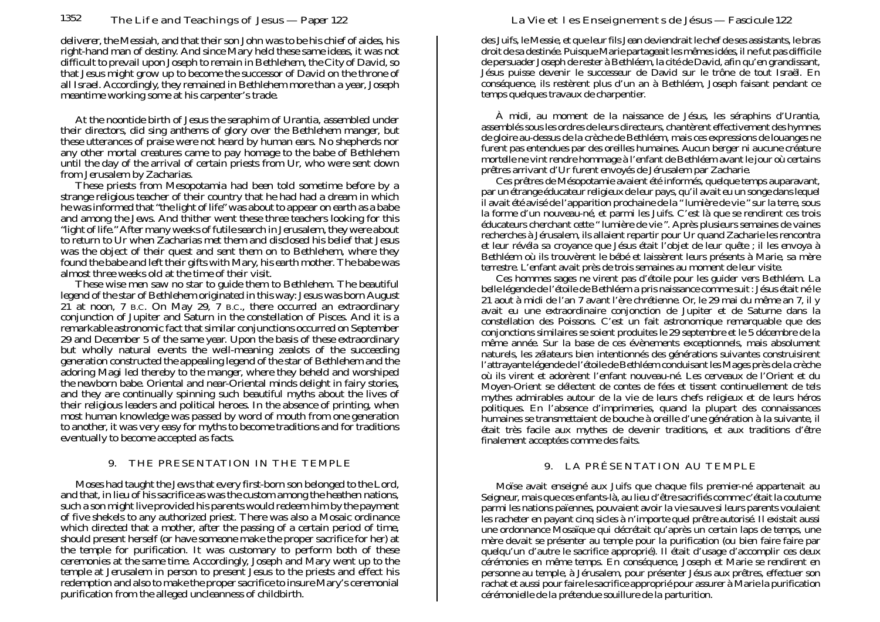deliverer, the Messiah, and that their son John was to be his chief of aides, his right-hand man of destiny. And since Mary held these same ideas, it was not difficult to prevail upon Joseph to remain in Bethlehem, the City of David, so that Jesus might grow up to become the successor of David on the throne of all Israel. Accordingly, they remained in Bethlehem more than a year, Joseph meantime working some at his carpenter's trade.

At the noontide birth of Jesus the seraphim of Urantia, assembled under their directors, did sing anthems of glory over the Bethlehem manger, but these utterances of praise were not heard by human ears. No shepherds nor any other mortal creatures came to pay homage to the babe of Bethlehem until the day of the arrival of certain priests from Ur, who were sent down from Jerusalem by Zacharias.

These priests from Mesopotamia had been told sometime before by a strange religious teacher of their country that he had had a dream in which he was informed that "the light of life" was about to appear on earth as a babe and among the Jews. And thither went these three teachers looking for this "light of life." After many weeks of futile search in Jerusalem, they were about to return to Ur when Zacharias met them and disclosed his belief that Jesus was the object of their quest and sent them on to Bethlehem, where they found the babe and left their gifts with Mary, his earth mother. The babe was almost three weeks old at the time of their visit.

These wise men saw no star to guide them to Bethlehem. The beautiful legend of the star of Bethlehem originated in this way: Jesus was born August 21 at noon, 7 B.C. On May 29, 7 B.C., there occurred an extraordinary conjunction of Jupiter and Saturn in the constellation of Pisces. And it is a remarkable astronomic fact that similar conjunctions occurred on September 29 and December 5 of the same year. Upon the basis of these extraordinary but wholly natural events the well-meaning zealots of the succeeding generation constructed the appealing legend of the star of Bethlehem and the adoring Magi led thereby to the manger, where they beheld and worshiped the newborn babe. Oriental and near-Oriental minds delight in fairy stories, and they are continually spinning such beautiful myths about the lives of their religious leaders and political heroes. In the absence of printing, when most human knowledge was passed by word of mouth from one generation to another, it was very easy for myths to become traditions and for traditions eventually to become accepted as facts.

## 9. THE PRESENTATION IN THE TEMPLE

Moses had taught the Jews that every first-born son belonged to the Lord, and that, in lieu of his sacrifice as was the custom among the heathen nations, such a son might live provided his parents would redeem him by the payment of five shekels to any authorized priest. There was also a Mosaic ordinance which directed that a mother, after the passing of a certain period of time, should present herself (or have someone make the proper sacrifice for her) at the temple for purification. It was customary to perform both of these ceremonies at the same time. Accordingly, Joseph and Mary went up to the temple at Jerusalem in person to present Jesus to the priests and effect his redemption and also to make the proper sacrifice to insure Mary's ceremonial purification from the alleged uncleanness of childbirth.

des Juifs, le Messie, et que leur fils Jean deviendrait le chef de ses assistants, le bras droit de sa destinée. Puisque Marie partageait les mêmes idées, il ne fut pas difficile de persuader Joseph de rester à Bethléem, la cité de David, afin qu'en grandissant, Jésus puisse devenir le successeur de David sur le trône de tout Israël. En conséquence, ils restèrent plus d'un an à Bethléem, Joseph faisant pendant ce temps quelques travaux de charpentier.

À midi, au moment de la naissance de Jésus, les séraphins d'Urantia, assemblés sous les ordres de leurs directeurs, chantèrent effectivement des hymnes de gloire au-dessus de la crèche de Bethléem, mais ces expressions de louanges ne furent pas entendues par des oreilles humaines. Aucun berger ni aucune créature mortelle ne vint rendre hommage à l'enfant de Bethléem avant le jour où certains prêtres arrivant d'Ur furent envoyés de Jérusalem par Zacharie.

Ces prêtres de Mésopotamie avaient été informés, quelque temps auparavant, par un étrange éducateur religieux de leur pays, qu'il avait eu un songe dans lequel il avait été avisé de l'apparition prochaine de la " lumière de vie " sur la terre, sous la forme d'un nouveau-né, et parmi les Juifs. C'est là que se rendirent ces trois éducateurs cherchant cette " lumière de vie ". Après plusieurs semaines de vaines recherches à Jérusalem, ils allaient repartir pour Ur quand Zacharie les rencontra et leur révéla sa croyance que Jésus était l'objet de leur quête ; il les envoya à Bethléem où ils trouvèrent le bébé et laissèrent leurs présents à Marie, sa mère terrestre. L'enfant avait près de trois semaines au moment de leur visite.

Ces hommes sages ne virent pas d'étoile pour les guider vers Bethléem. La belle légende de l'étoile de Bethléem a pris naissance comme suit : Jésus était né le 21 aout à midi de l'an 7 avant l'ère chrétienne. Or, le 29 mai du même an 7, il y avait eu une extraordinaire conjonction de Jupiter et de Saturne dans la constellation des Poissons. C'est un fait astronomique remarquable que des conjonctions similaires se soient produites le 29 septembre et le 5 décembre de la même année. Sur la base de ces évènements exceptionnels, mais absolument naturels, les zélateurs bien intentionnés des générations suivantes construisirent l'attrayante légende de l'étoile de Bethléem conduisant les Mages près de la crèche où ils virent et adorèrent l'enfant nouveau-né. Les cerveaux de l'Orient et du Moyen-Orient se délectent de contes de fées et tissent continuellement de tels mythes admirables autour de la vie de leurs chefs religieux et de leurs héros politiques. En l'absence d'imprimeries, quand la plupart des connaissances humaines se transmettaient de bouche à oreille d'une génération à la suivante, il était très facile aux mythes de devenir traditions, et aux traditions d'être finalement acceptées comme des faits.

## 9. LA PRÉSENTATION AU TEMPLE

Moïse avait enseigné aux Juifs que chaque fils premier-né appartenait au Seigneur, mais que ces enfants-là, au lieu d'être sacrifiés comme c'était la coutume parmi les nations païennes, pouvaient avoir la vie sauve si leurs parents voulaient les racheter en payant cinq sicles à n'importe quel prêtre autorisé. Il existait aussi une ordonnance Mosaïque qui décrétait qu'après un certain laps de temps, une mère devait se présenter au temple pour la purification (ou bien faire faire par quelqu'un d'autre le sacrifice approprié). Il était d'usage d'accomplir ces deux cérémonies en même temps. En conséquence, Joseph et Marie se rendirent en personne au temple, à Jérusalem, pour présenter Jésus aux prêtres, effectuer son rachat et aussi pour faire le sacrifice approprié pour assurer à Marie la purification cérémonielle de la prétendue souillure de la parturition.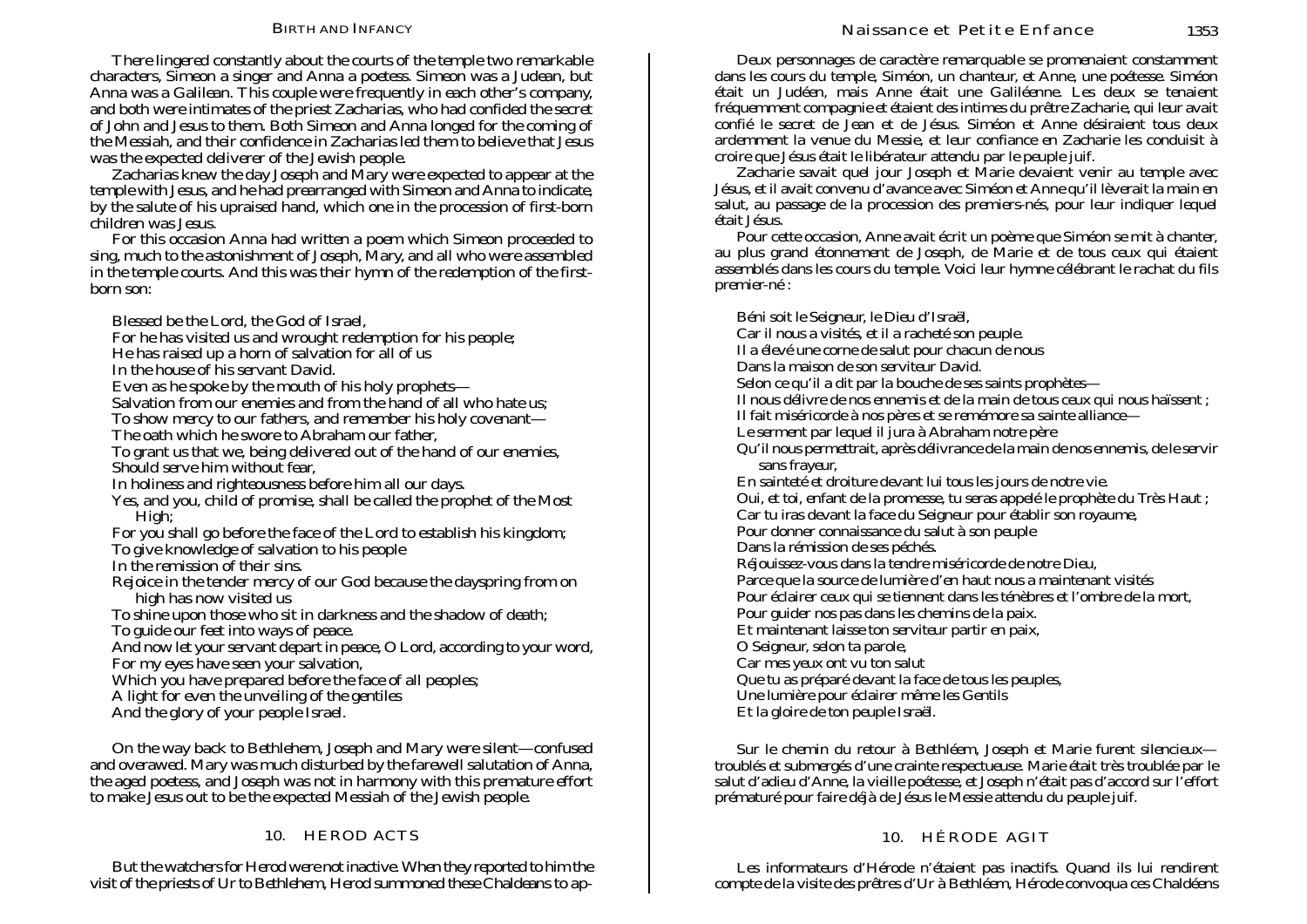There lingered constantly about the courts of the temple two remarkable characters, Simeon a singer and Anna a poetess. Simeon was a Judean, but Anna was a Galilean. This couple were frequently in each other's company, and both were intimates of the priest Zacharias, who had confided the secret of John and Jesus to them. Both Simeon and Anna longed for the coming of the Messiah, and their confidence in Zacharias led them to believe that Jesus was the expected deliverer of the Jewish people.

Zacharias knew the day Joseph and Mary were expected to appear at the temple with Jesus, and he had prearranged with Simeon and Anna to indicate, by the salute of his upraised hand, which one in the procession of first-born children was Jesus.

For this occasion Anna had written a poem which Simeon proceeded to sing, much to the astonishment of Joseph, Mary, and all who were assembled in the temple courts. And this was their hymn of the redemption of the first-born son:

*Blessed be the Lord, the God of Israel,*
*For he has visited us and wrought redemption for his people;*
*He has raised up a horn of salvation for all of us*
*In the house of his servant David.*
*Even as he spoke by the mouth of his holy prophets—*
*Salvation from our enemies and from the hand of all who hate us;*
*To show mercy to our fathers, and remember his holy covenant—*
*The oath which he swore to Abraham our father,*
*To grant us that we, being delivered out of the hand of our enemies,*
*Should serve him without fear,*
*In holiness and righteousness before him all our days.*
*Yes, and you, child of promise, shall be called the prophet of the Most High;*
*For you shall go before the face of the Lord to establish his kingdom;*
*To give knowledge of salvation to his people*
*In the remission of their sins.*
*Rejoice in the tender mercy of our God because the dayspring from on high has now visited us*
*To shine upon those who sit in darkness and the shadow of death;*
*To guide our feet into ways of peace.*
*And now let your servant depart in peace, O Lord, according to your word,*
*For my eyes have seen your salvation,*
*Which you have prepared before the face of all peoples;*
*A light for even the unveiling of the gentiles*
*And the glory of your people Israel.*

On the way back to Bethlehem, Joseph and Mary were silent—confused and overawed. Mary was much disturbed by the farewell salutation of Anna, the aged poetess, and Joseph was not in harmony with this premature effort to make Jesus out to be the expected Messiah of the Jewish people.

## 10. HEROD ACTS

But the watchers for Herod were not inactive. When they reported to him the visit of the priests of Ur to Bethlehem, Herod summoned these Chaldeans to ap-

Deux personnages de caractère remarquable se promenaient constamment dans les cours du temple, Siméon, un chanteur, et Anne, une poétesse. Siméon était un Judéen, mais Anne était une Galiléenne. Les deux se tenaient fréquemment compagnie et étaient des intimes du prêtre Zacharie, qui leur avait confié le secret de Jean et de Jésus. Siméon et Anne désiraient tous deux ardemment la venue du Messie, et leur confiance en Zacharie les conduisit à croire que Jésus était le libérateur attendu par le peuple juif.

Zacharie savait quel jour Joseph et Marie devaient venir au temple avec Jésus, et il avait convenu d'avance avec Siméon et Anne qu'il lèverait la main en salut, au passage de la procession des premiers-nés, pour leur indiquer lequel était Jésus.

Pour cette occasion, Anne avait écrit un poème que Siméon se mit à chanter, au plus grand étonnement de Joseph, de Marie et de tous ceux qui étaient assemblés dans les cours du temple. Voici leur hymne célébrant le rachat du fils premier-né :

*Béni soit le Seigneur, le Dieu d'Israël,*
*Car il nous a visités, et il a racheté son peuple.*
*Il a élevé une corne de salut pour chacun de nous*
*Dans la maison de son serviteur David.*
*Selon ce qu'il a dit par la bouche de ses saints prophètes—*
*Il nous délivre de nos ennemis et de la main de tous ceux qui nous haïssent ;*
*Il fait miséricorde à nos pères et se remémore sa sainte alliance—*
*Le serment par lequel il jura à Abraham notre père*
*Qu'il nous permettrait, après délivrance de la main de nos ennemis, de le servir sans frayeur,*
*En sainteté et droiture devant lui tous les jours de notre vie.*
*Oui, et toi, enfant de la promesse, tu seras appelé le prophète du Très Haut ;*
*Car tu iras devant la face du Seigneur pour établir son royaume,*
*Pour donner connaissance du salut à son peuple*
*Dans la rémission de ses péchés.*
*Réjouissez-vous dans la tendre miséricorde de notre Dieu,*
*Parce que la source de lumière d'en haut nous a maintenant visités*
*Pour éclairer ceux qui se tiennent dans les ténèbres et l'ombre de la mort,*
*Pour guider nos pas dans les chemins de la paix.*
*Et maintenant laisse ton serviteur partir en paix,*
*O Seigneur, selon ta parole,*
*Car mes yeux ont vu ton salut*
*Que tu as préparé devant la face de tous les peuples,*
*Une lumière pour éclairer même les Gentils*
*Et la gloire de ton peuple Israël.*

Sur le chemin du retour à Bethléem, Joseph et Marie furent silencieux—troublés et submergés d'une crainte respectueuse. Marie était très troublée par le salut d'adieu d'Anne, la vieille poétesse, et Joseph n'était pas d'accord sur l'effort prématuré pour faire déjà de Jésus le Messie attendu du peuple juif.

## 10. HÉRODE AGIT

Les informateurs d'Hérode n'étaient pas inactifs. Quand ils lui rendirent compte de la visite des prêtres d'Ur à Bethléem, Hérode convoqua ces Chaldéens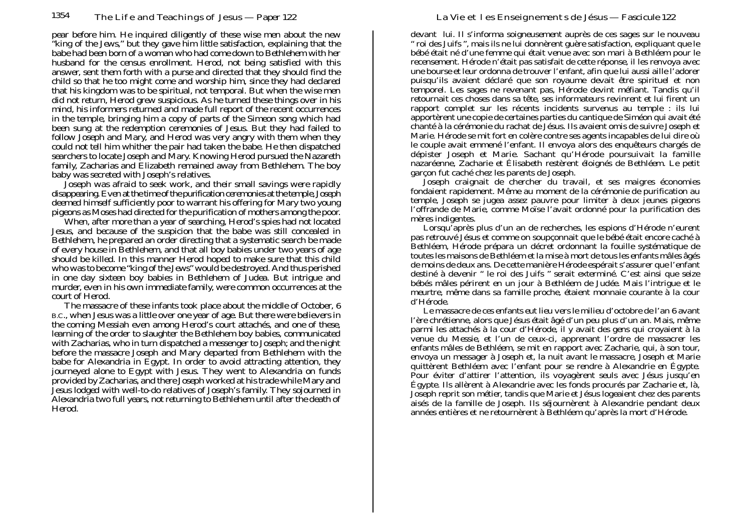pear before him. He inquired diligently of these wise men about the new "king of the Jews," but they gave him little satisfaction, explaining that the babe had been born of a woman who had come down to Bethlehem with her husband for the census enrollment. Herod, not being satisfied with this answer, sent them forth with a purse and directed that they should find the child so that he too might come and worship him, since they had declared that his kingdom was to be spiritual, not temporal. But when the wise men did not return, Herod grew suspicious. As he turned these things over in his mind, his informers returned and made full report of the recent occurrences in the temple, bringing him a copy of parts of the Simeon song which had been sung at the redemption ceremonies of Jesus. But they had failed to follow Joseph and Mary, and Herod was very angry with them when they could not tell him whither the pair had taken the babe. He then dispatched searchers to locate Joseph and Mary. Knowing Herod pursued the Nazareth family, Zacharias and Elizabeth remained away from Bethlehem. The boy baby was secreted with Joseph's relatives.

Joseph was afraid to seek work, and their small savings were rapidly disappearing. Even at the time of the purification ceremonies at the temple, Joseph deemed himself sufficiently poor to warrant his offering for Mary two young pigeons as Moses had directed for the purification of mothers among the poor.

When, after more than a year of searching, Herod's spies had not located Jesus, and because of the suspicion that the babe was still concealed in Bethlehem, he prepared an order directing that a systematic search be made of every house in Bethlehem, and that all boy babies under two years of age should be killed. In this manner Herod hoped to make sure that this child who was to become "king of the Jews" would be destroyed. And thus perished in one day sixteen boy babies in Bethlehem of Judea. But intrigue and murder, even in his own immediate family, were common occurrences at the court of Herod.

The massacre of these infants took place about the middle of October, 6 B.C., when Jesus was a little over one year of age. But there were believers in the coming Messiah even among Herod's court attachés, and one of these, learning of the order to slaughter the Bethlehem boy babies, communicated with Zacharias, who in turn dispatched a messenger to Joseph; and the night before the massacre Joseph and Mary departed from Bethlehem with the babe for Alexandria in Egypt. In order to avoid attracting attention, they journeyed alone to Egypt with Jesus. They went to Alexandria on funds provided by Zacharias, and there Joseph worked at his trade while Mary and Jesus lodged with well-to-do relatives of Joseph's family. They sojourned in Alexandria two full years, not returning to Bethlehem until after the death of Herod.

devant lui. Il s'informa soigneusement auprès de ces sages sur le nouveau " roi des Juifs ", mais ils ne lui donnèrent guère satisfaction, expliquant que le bébé était né d'une femme qui était venue avec son mari à Bethléem pour le recensement. Hérode n'était pas satisfait de cette réponse, il les renvoya avec une bourse et leur ordonna de trouver l'enfant, afin que lui aussi aille l'adorer puisqu'ils avaient déclaré que son royaume devait être spirituel et non temporel. Les sages ne revenant pas, Hérode devint méfiant. Tandis qu'il retournait ces choses dans sa tête, ses informateurs revinrent et lui firent un rapport complet sur les récents incidents survenus au temple : ils lui apportèrent une copie de certaines parties du cantique de Siméon qui avait été chanté à la cérémonie du rachat de Jésus. Ils avaient omis de suivre Joseph et Marie. Hérode se mit fort en colère contre ses agents incapables de lui dire où le couple avait emmené l'enfant. Il envoya alors des enquêteurs chargés de dépister Joseph et Marie. Sachant qu'Hérode poursuivait la famille nazaréenne, Zacharie et Élisabeth restèrent éloignés de Bethléem. Le petit garçon fut caché chez les parents de Joseph.

Joseph craignait de chercher du travail, et ses maigres économies fondaient rapidement. Même au moment de la cérémonie de purification au temple, Joseph se jugea assez pauvre pour limiter à deux jeunes pigeons l'offrande de Marie, comme Moïse l'avait ordonné pour la purification des mères indigentes.

Lorsqu'après plus d'un an de recherches, les espions d'Hérode n'eurent pas retrouvé Jésus et comme on soupçonnait que le bébé était encore caché à Bethléem, Hérode prépara un décret ordonnant la fouille systématique de toutes les maisons de Bethléem et la mise à mort de tous les enfants mâles âgés de moins de deux ans. De cette manière Hérode espérait s'assurer que l'enfant destiné à devenir " le roi des Juifs " serait exterminé. C'est ainsi que seize bébés mâles périrent en un jour à Bethléem de Judée. Mais l'intrigue et le meurtre, même dans sa famille proche, étaient monnaie courante à la cour d'Hérode.

Le massacre de ces enfants eut lieu vers le milieu d'octobre de l'an 6 avant l'ère chrétienne, alors que Jésus était âgé d'un peu plus d'un an. Mais, même parmi les attachés à la cour d'Hérode, il y avait des gens qui croyaient à la venue du Messie, et l'un de ceux-ci, apprenant l'ordre de massacrer les enfants mâles de Bethléem, se mit en rapport avec Zacharie, qui, à son tour, envoya un messager à Joseph et, la nuit avant le massacre, Joseph et Marie quittèrent Bethléem avec l'enfant pour se rendre à Alexandrie en Égypte. Pour éviter d'attirer l'attention, ils voyagèrent seuls avec Jésus jusqu'en Égypte. Ils allèrent à Alexandrie avec les fonds procurés par Zacharie et, là, Joseph reprit son métier, tandis que Marie et Jésus logeaient chez des parents aisés de la famille de Joseph. Ils séjournèrent à Alexandrie pendant deux années entières et ne retournèrent à Bethléem qu'après la mort d'Hérode.